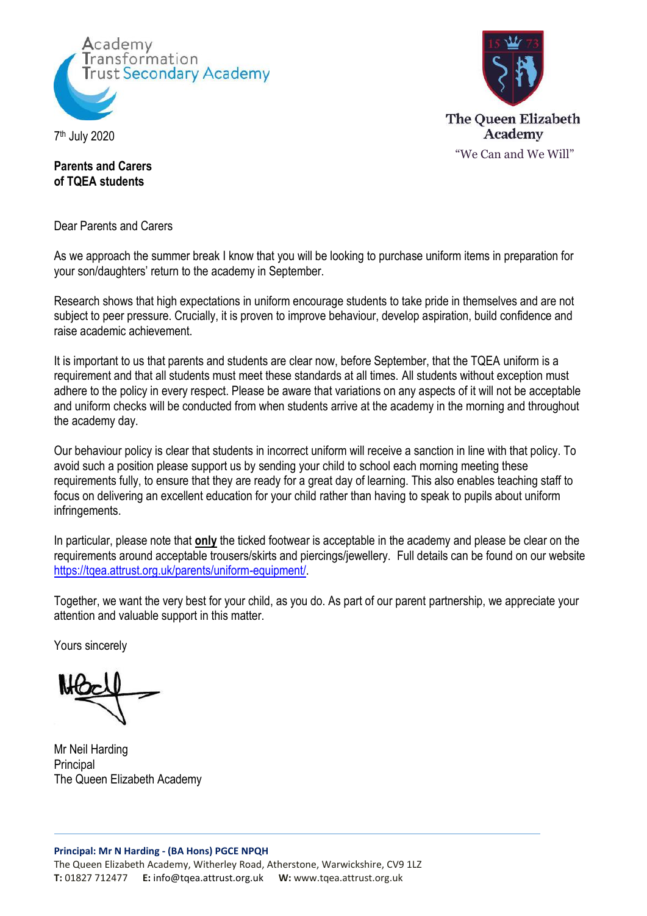Academy Transformation Trust Secondary Academy

The Queen Elizabeth Academy

"We Can and We Will"

7th July 2020

**Parents and Carers**
**of TQEA students**

Dear Parents and Carers

As we approach the summer break I know that you will be looking to purchase uniform items in preparation for your son/daughters' return to the academy in September.

Research shows that high expectations in uniform encourage students to take pride in themselves and are not subject to peer pressure. Crucially, it is proven to improve behaviour, develop aspiration, build confidence and raise academic achievement.

It is important to us that parents and students are clear now, before September, that the TQEA uniform is a requirement and that all students must meet these standards at all times. All students without exception must adhere to the policy in every respect. Please be aware that variations on any aspects of it will not be acceptable and uniform checks will be conducted from when students arrive at the academy in the morning and throughout the academy day.

Our behaviour policy is clear that students in incorrect uniform will receive a sanction in line with that policy. To avoid such a position please support us by sending your child to school each morning meeting these requirements fully, to ensure that they are ready for a great day of learning. This also enables teaching staff to focus on delivering an excellent education for your child rather than having to speak to pupils about uniform infringements.

In particular, please note that **only** the ticked footwear is acceptable in the academy and please be clear on the requirements around acceptable trousers/skirts and piercings/jewellery. Full details can be found on our website https://tqea.attrust.org.uk/parents/uniform-equipment/.

Together, we want the very best for your child, as you do. As part of our parent partnership, we appreciate your attention and valuable support in this matter.

Yours sincerely

Mr Neil Harding
Principal
The Queen Elizabeth Academy

**Principal: Mr N Harding - (BA Hons) PGCE NPQH**
The Queen Elizabeth Academy, Witherley Road, Atherstone, Warwickshire, CV9 1LZ
**T:** 01827 712477 **E:** info@tqea.attrust.org.uk **W:** www.tqea.attrust.org.uk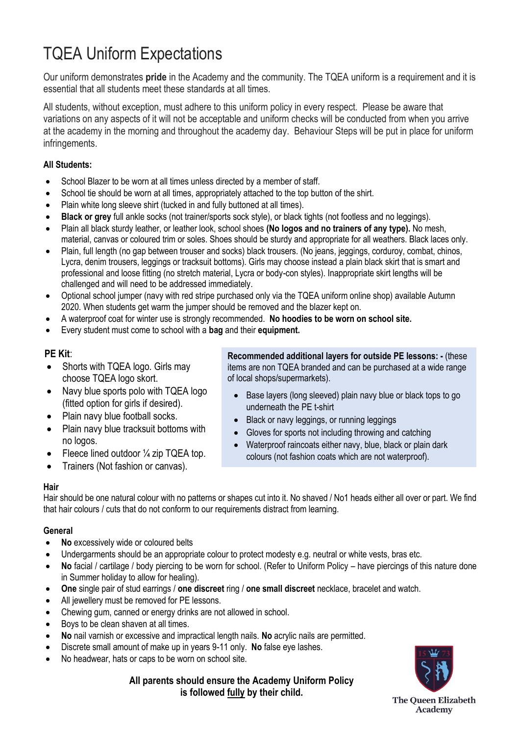# TQEA Uniform Expectations

Our uniform demonstrates **pride** in the Academy and the community. The TQEA uniform is a requirement and it is essential that all students meet these standards at all times.

All students, without exception, must adhere to this uniform policy in every respect. Please be aware that variations on any aspects of it will not be acceptable and uniform checks will be conducted from when you arrive at the academy in the morning and throughout the academy day. Behaviour Steps will be put in place for uniform infringements.

**All Students:**

- School Blazer to be worn at all times unless directed by a member of staff.
- School tie should be worn at all times, appropriately attached to the top button of the shirt.
- Plain white long sleeve shirt (tucked in and fully buttoned at all times).
- **Black or grey** full ankle socks (not trainer/sports sock style), or black tights (not footless and no leggings).
- Plain all black sturdy leather, or leather look, school shoes **(No logos and no trainers of any type).** No mesh, material, canvas or coloured trim or soles. Shoes should be sturdy and appropriate for all weathers. Black laces only.
- Plain, full length (no gap between trouser and socks) black trousers. (No jeans, jeggings, corduroy, combat, chinos, Lycra, denim trousers, leggings or tracksuit bottoms). Girls may choose instead a plain black skirt that is smart and professional and loose fitting (no stretch material, Lycra or body-con styles). Inappropriate skirt lengths will be challenged and will need to be addressed immediately.
- Optional school jumper (navy with red stripe purchased only via the TQEA uniform online shop) available Autumn 2020. When students get warm the jumper should be removed and the blazer kept on.
- A waterproof coat for winter use is strongly recommended. **No hoodies to be worn on school site.**
- Every student must come to school with a **bag** and their **equipment.**

**PE Kit**:

- Shorts with TQEA logo. Girls may choose TQEA logo skort.
- Navy blue sports polo with TQEA logo (fitted option for girls if desired).
- Plain navy blue football socks.
- Plain navy blue tracksuit bottoms with no logos.
- Fleece lined outdoor ¼ zip TQEA top.
- Trainers (Not fashion or canvas).

**Recommended additional layers for outside PE lessons: -** (these items are non TQEA branded and can be purchased at a wide range of local shops/supermarkets).

- Base layers (long sleeved) plain navy blue or black tops to go underneath the PE t-shirt
- Black or navy leggings, or running leggings
- Gloves for sports not including throwing and catching
- Waterproof raincoats either navy, blue, black or plain dark colours (not fashion coats which are not waterproof).

**Hair**

Hair should be one natural colour with no patterns or shapes cut into it. No shaved / No1 heads either all over or part. We find that hair colours / cuts that do not conform to our requirements distract from learning.

**General**

- **No** excessively wide or coloured belts
- Undergarments should be an appropriate colour to protect modesty e.g. neutral or white vests, bras etc.
- **No** facial / cartilage / body piercing to be worn for school. (Refer to Uniform Policy – have piercings of this nature done in Summer holiday to allow for healing).
- **One** single pair of stud earrings / **one discreet** ring / **one small discreet** necklace, bracelet and watch.
- All jewellery must be removed for PE lessons.
- Chewing gum, canned or energy drinks are not allowed in school.
- Boys to be clean shaven at all times.
- **No** nail varnish or excessive and impractical length nails. **No** acrylic nails are permitted.
- Discrete small amount of make up in years 9-11 only. **No** false eye lashes.
- No headwear, hats or caps to be worn on school site.

**All parents should ensure the Academy Uniform Policy is followed fully by their child.**

The Queen Elizabeth Academy